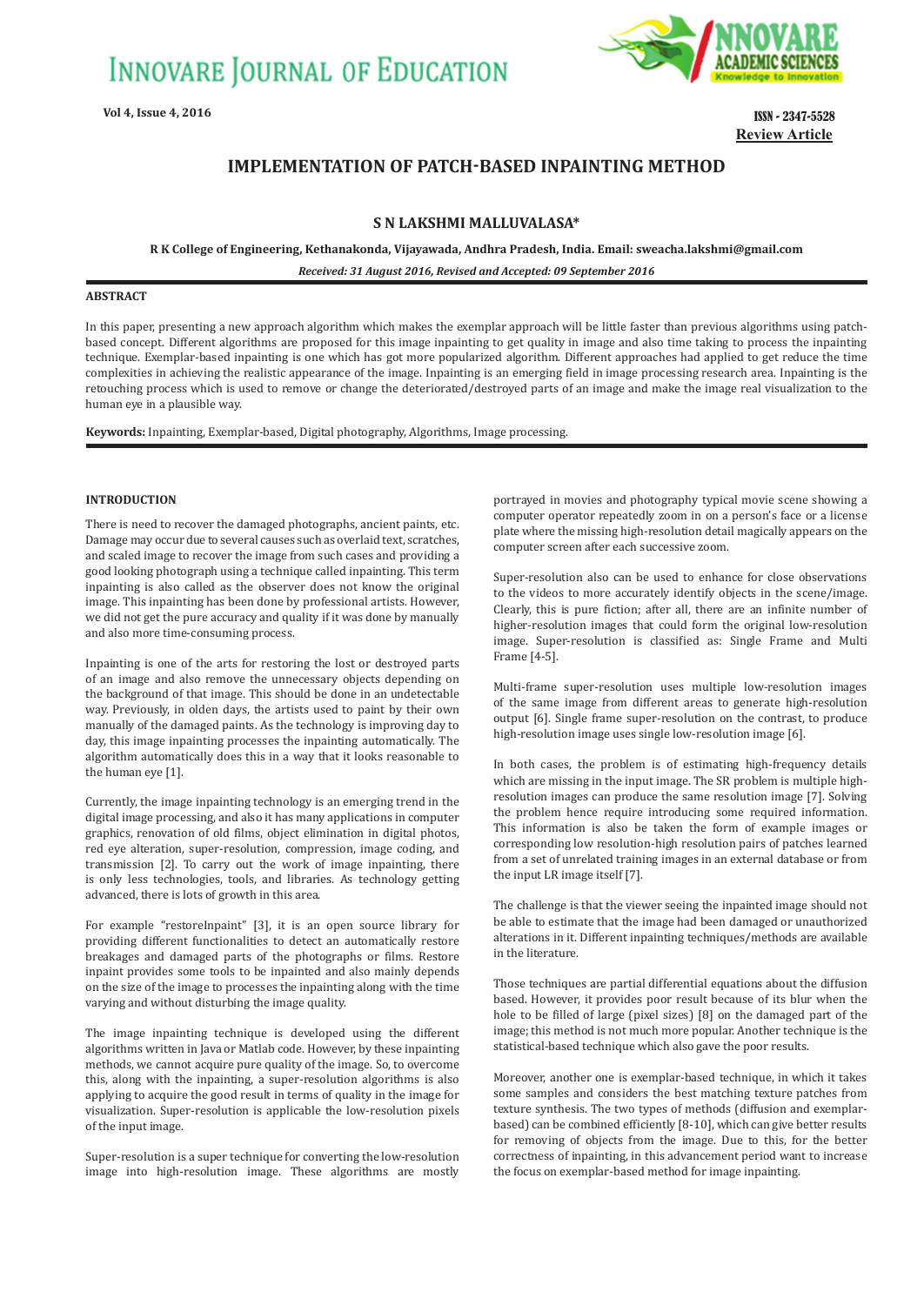# IMPLEMENTATION OF PATCH-BASED INPAINTING METHOD

**S N LAKSHMI MALLUVALASA***

**R K College of Engineering, Kethanakonda, Vijayawada, Andhra Pradesh, India. Email: sweacha.lakshmi@gmail.com**

***Received: 31 August 2016, Revised and Accepted: 09 September 2016***

## ABSTRACT

In this paper, presenting a new approach algorithm which makes the exemplar approach will be little faster than previous algorithms using patch-based concept. Different algorithms are proposed for this image inpainting to get quality in image and also time taking to process the inpainting technique. Exemplar-based inpainting is one which has got more popularized algorithm. Different approaches had applied to get reduce the time complexities in achieving the realistic appearance of the image. Inpainting is an emerging field in image processing research area. Inpainting is the retouching process which is used to remove or change the deteriorated/destroyed parts of an image and make the image real visualization to the human eye in a plausible way.

**Keywords:** Inpainting, Exemplar-based, Digital photography, Algorithms, Image processing.

## INTRODUCTION

There is need to recover the damaged photographs, ancient paints, etc. Damage may occur due to several causes such as overlaid text, scratches, and scaled image to recover the image from such cases and providing a good looking photograph using a technique called inpainting. This term inpainting is also called as the observer does not know the original image. This inpainting has been done by professional artists. However, we did not get the pure accuracy and quality if it was done by manually and also more time-consuming process.

Inpainting is one of the arts for restoring the lost or destroyed parts of an image and also remove the unnecessary objects depending on the background of that image. This should be done in an undetectable way. Previously, in olden days, the artists used to paint by their own manually of the damaged paints. As the technology is improving day to day, this image inpainting processes the inpainting automatically. The algorithm automatically does this in a way that it looks reasonable to the human eye [1].

Currently, the image inpainting technology is an emerging trend in the digital image processing, and also it has many applications in computer graphics, renovation of old films, object elimination in digital photos, red eye alteration, super-resolution, compression, image coding, and transmission [2]. To carry out the work of image inpainting, there is only less technologies, tools, and libraries. As technology getting advanced, there is lots of growth in this area.

For example "restoreInpait" [3], it is an open source library for providing different functionalities to detect an automatically restore breakages and damaged parts of the photographs or films. Restore inpaint provides some tools to be inpainted and also mainly depends on the size of the image to processes the inpainting along with the time varying and without disturbing the image quality.

The image inpainting technique is developed using the different algorithms written in Java or Matlab code. However, by these inpainting methods, we cannot acquire pure quality of the image. So, to overcome this, along with the inpainting, a super-resolution algorithms is also applying to acquire the good result in terms of quality in the image for visualization. Super-resolution is applicable the low-resolution pixels of the input image.

Super-resolution is a super technique for converting the low-resolution image into high-resolution image. These algorithms are mostly portrayed in movies and photography typical movie scene showing a computer operator repeatedly zoom in on a person's face or a license plate where the missing high-resolution detail magically appears on the computer screen after each successive zoom.

Super-resolution also can be used to enhance for close observations to the videos to more accurately identify objects in the scene/image. Clearly, this is pure fiction; after all, there are an infinite number of higher-resolution images that could form the original low-resolution image. Super-resolution is classified as: Single Frame and Multi Frame [4-5].

Multi-frame super-resolution uses multiple low-resolution images of the same image from different areas to generate high-resolution output [6]. Single frame super-resolution on the contrast, to produce high-resolution image uses single low-resolution image [6].

In both cases, the problem is of estimating high-frequency details which are missing in the input image. The SR problem is multiple high-resolution images can produce the same resolution image [7]. Solving the problem hence require introducing some required information. This information is also be taken the form of example images or corresponding low resolution-high resolution pairs of patches learned from a set of unrelated training images in an external database or from the input LR image itself [7].

The challenge is that the viewer seeing the inpainted image should not be able to estimate that the image had been damaged or unauthorized alterations in it. Different inpainting techniques/methods are available in the literature.

Those techniques are partial differential equations about the diffusion based. However, it provides poor result because of its blur when the hole to be filled of large (pixel sizes) [8] on the damaged part of the image; this method is not much more popular. Another technique is the statistical-based technique which also gave the poor results.

Moreover, another one is exemplar-based technique, in which it takes some samples and considers the best matching texture patches from texture synthesis. The two types of methods (diffusion and exemplar-based) can be combined efficiently [8-10], which can give better results for removing of objects from the image. Due to this, for the better correctness of inpainting, in this advancement period want to increase the focus on exemplar-based method for image inpainting.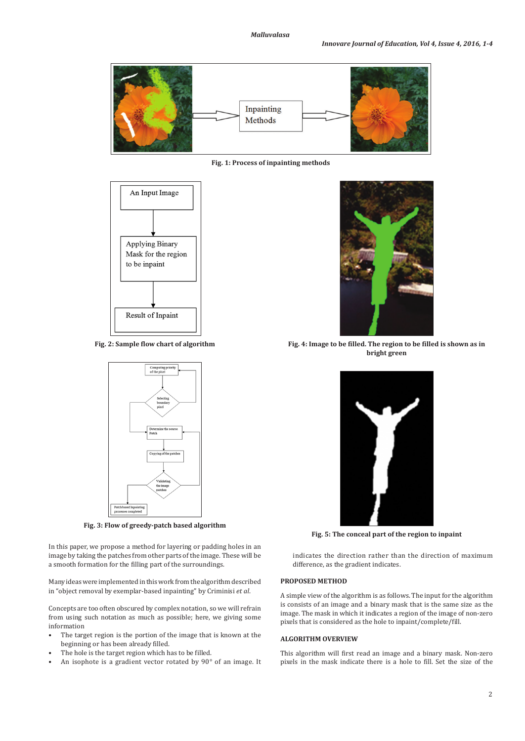Fig. 1: Process of inpainting methods

Fig. 2: Sample flow chart of algorithm

Fig. 4: Image to be filled. The region to be filled is shown as in bright green

Fig. 3: Flow of greedy-patch based algorithm

Fig. 5: The conceal part of the region to inpaint

In this paper, we propose a method for layering or padding holes in an image by taking the patches from other parts of the image. These will be a smooth formation for the filling part of the surroundings.

Many ideas were implemented in this work from the algorithm described in "object removal by exemplar-based inpainting" by Criminisi *et al.*

Concepts are too often obscured by complex notation, so we will refrain from using such notation as much as possible; here, we giving some information

- The target region is the portion of the image that is known at the beginning or has been already filled.
- The hole is the target region which has to be filled.
- An isophote is a gradient vector rotated by 90° of an image. It indicates the direction rather than the direction of maximum difference, as the gradient indicates.

## PROPOSED METHOD

A simple view of the algorithm is as follows. The input for the algorithm is consists of an image and a binary mask that is the same size as the image. The mask in which it indicates a region of non-zero pixels that is considered as the hole to inpaint/complete/fill.

## ALGORITHM OVERVIEW

This algorithm will first read an image and a binary mask. Non-zero pixels in the mask indicate there is a hole to fill. Set the size of the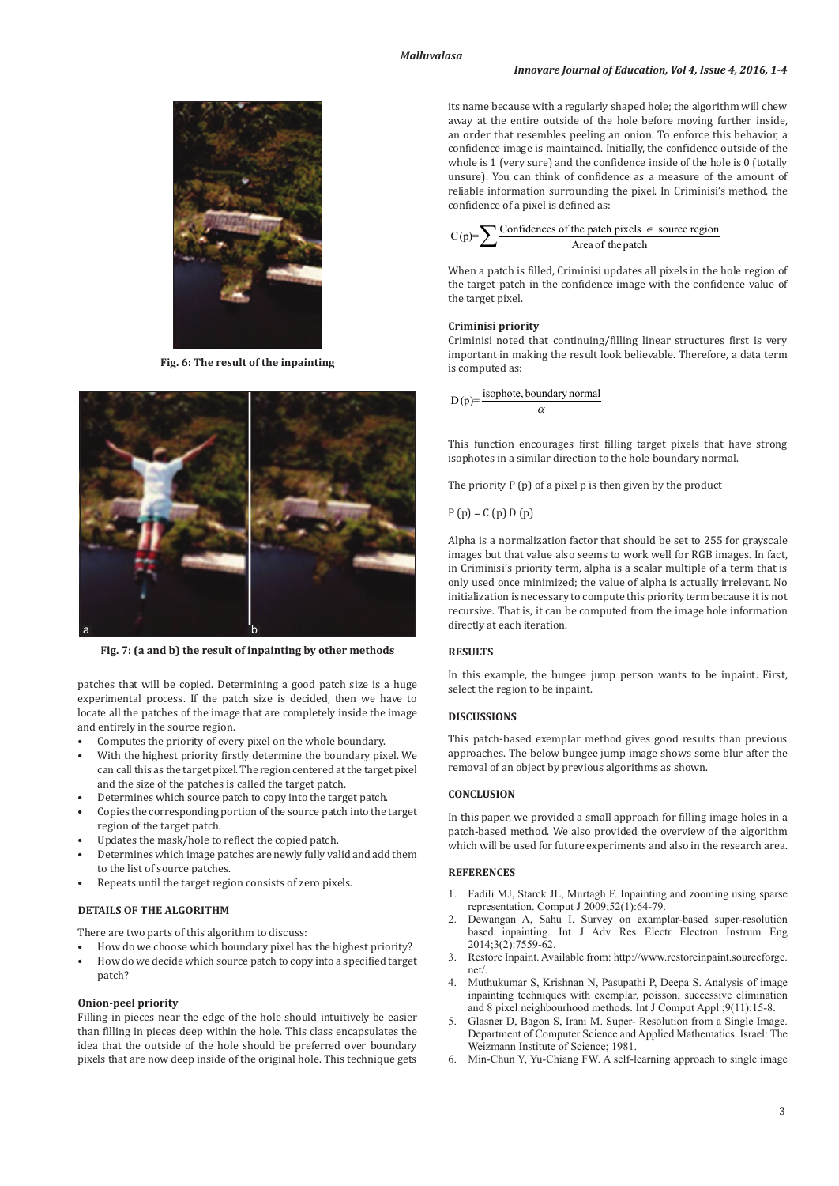Fig. 6: The result of the inpainting

Fig. 7: (a and b) the result of inpainting by other methods

patches that will be copied. Determining a good patch size is a huge experimental process. If the patch size is decided, then we have to locate all the patches of the image that are completely inside the image and entirely in the source region.

- Computes the priority of every pixel on the whole boundary.
- With the highest priority firstly determine the boundary pixel. We can call this as the target pixel. The region centered at the target pixel and the size of the patches is called the target patch.
- Determines which source patch to copy into the target patch.
- Copies the corresponding portion of the source patch into the target region of the target patch.
- Updates the mask/hole to reflect the copied patch.
- Determines which image patches are newly fully valid and add them to the list of source patches.
- Repeats until the target region consists of zero pixels.

## DETAILS OF THE ALGORITHM

There are two parts of this algorithm to discuss:

- How do we choose which boundary pixel has the highest priority?
- How do we decide which source patch to copy into a specified target patch?

### Onion-peel priority

Filling in pieces near the edge of the hole should intuitively be easier than filling in pieces deep within the hole. This class encapsulates the idea that the outside of the hole should be preferred over boundary pixels that are now deep inside of the original hole. This technique gets its name because with a regularly shaped hole; the algorithm will chew away at the entire outside of the hole before moving further inside, an order that resembles peeling an onion. To enforce this behavior, a confidence image is maintained. Initially, the confidence outside of the whole is 1 (very sure) and the confidence inside of the hole is 0 (totally unsure). You can think of confidence as a measure of the amount of reliable information surrounding the pixel. In Criminisi's method, the confidence of a pixel is defined as:

$$C(p) = \sum \frac{\text{Confidences of the patch pixels} \in \text{source region}}{\text{Area of the patch}}$$

When a patch is filled, Criminisi updates all pixels in the hole region of the target patch in the confidence image with the confidence value of the target pixel.

### Criminisi priority

Criminisi noted that continuing/filling linear structures first is very important in making the result look believable. Therefore, a data term is computed as:

$$D(p) = \frac{\text{isophote, boundary normal}}{\alpha}$$

This function encourages first filling target pixels that have strong isophotes in a similar direction to the hole boundary normal.

The priority P (p) of a pixel p is then given by the product

$$P(p) = C(p)\, D(p)$$

Alpha is a normalization factor that should be set to 255 for grayscale images but that value also seems to work well for RGB images. In fact, in Criminisi's priority term, alpha is a scalar multiple of a term that is only used once minimized; the value of alpha is actually irrelevant. No initialization is necessary to compute this priority term because it is not recursive. That is, it can be computed from the image hole information directly at each iteration.

## RESULTS

In this example, the bungee jump person wants to be inpaint. First, select the region to be inpaint.

## DISCUSSIONS

This patch-based exemplar method gives good results than previous approaches. The below bungee jump image shows some blur after the removal of an object by previous algorithms as shown.

## CONCLUSION

In this paper, we provided a small approach for filling image holes in a patch-based method. We also provided the overview of the algorithm which will be used for future experiments and also in the research area.

## REFERENCES

1. Fadili MJ, Starck JL, Murtagh F. Inpainting and zooming using sparse representation. Comput J 2009;52(1):64-79.
2. Dewangan A, Sahu I. Survey on examplar-based super-resolution based inpainting. Int J Adv Res Electr Electron Instrum Eng 2014;3(2):7559-62.
3. Restore Inpaint. Available from: http://www.restoreinpaint.sourceforge.net/.
4. Muthukumar S, Krishnan N, Pasupathi P, Deepa S. Analysis of image inpainting techniques with exemplar, poisson, successive elimination and 8 pixel neighbourhood methods. Int J Comput Appl ;9(11):15-8.
5. Glasner D, Bagon S, Irani M. Super- Resolution from a Single Image. Department of Computer Science and Applied Mathematics. Israel: The Weizmann Institute of Science; 1981.
6. Min-Chun Y, Yu-Chiang FW. A self-learning approach to single image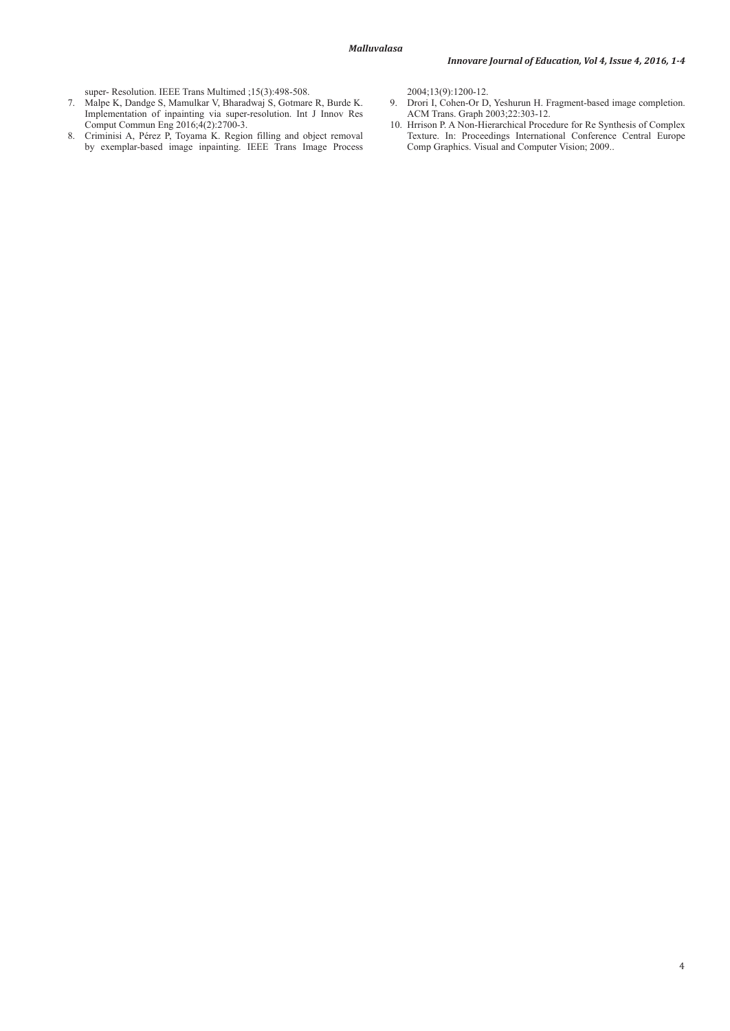super- Resolution. IEEE Trans Multimed ;15(3):498-508.

7. Malpe K, Dandge S, Mamulkar V, Bharadwaj S, Gotmare R, Burde K. Implementation of inpainting via super-resolution. Int J Innov Res Comput Commun Eng 2016;4(2):2700-3.
8. Criminisi A, Pérez P, Toyama K. Region filling and object removal by exemplar-based image inpainting. IEEE Trans Image Process 2004;13(9):1200-12.
9. Drori I, Cohen-Or D, Yeshurun H. Fragment-based image completion. ACM Trans. Graph 2003;22:303-12.
10. Hrrison P. A Non-Hierarchical Procedure for Re Synthesis of Complex Texture. In: Proceedings International Conference Central Europe Comp Graphics. Visual and Computer Vision; 2009..